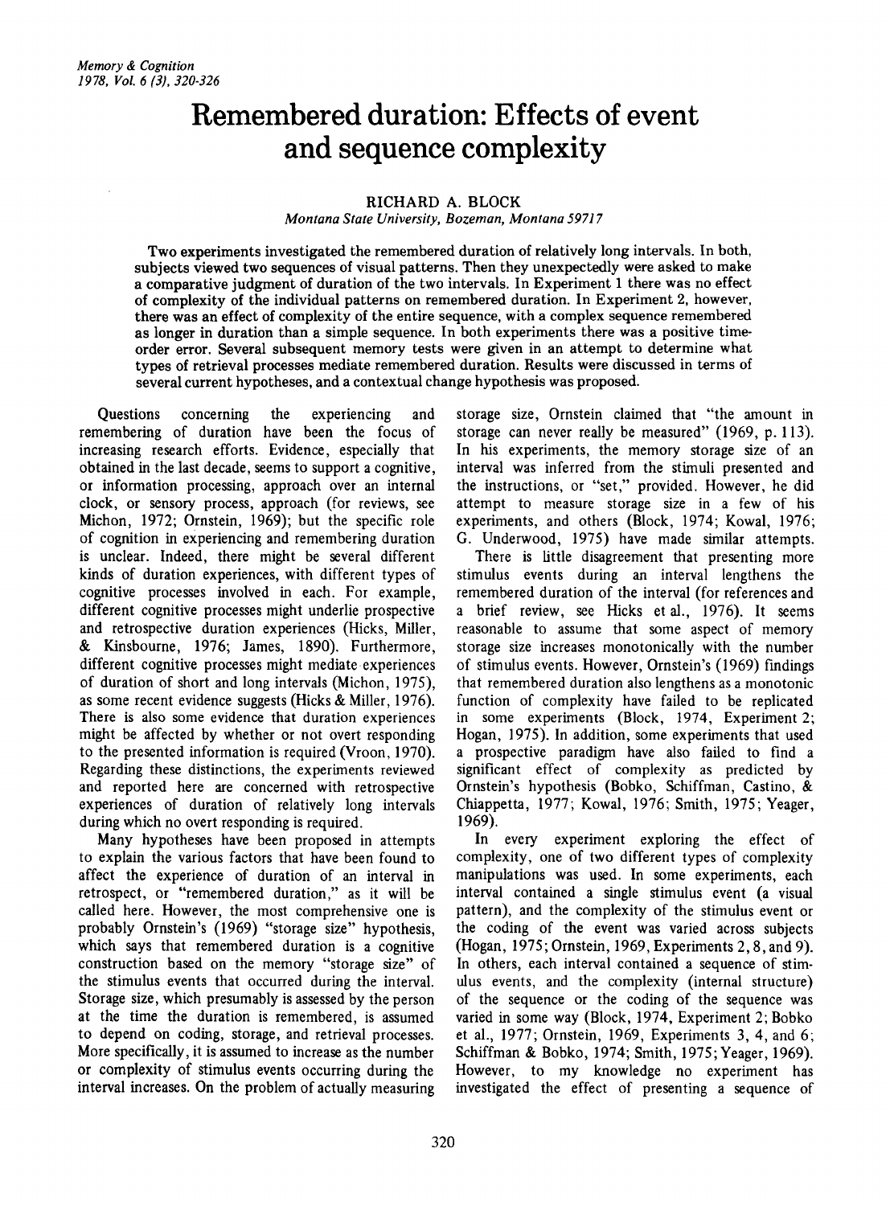# Remembered duration: Effects of event and sequence complexity

RICHARD A. BLOCK
*Montana State University, Bozeman, Montana 59717*

Two experiments investigated the remembered duration of relatively long intervals. In both, subjects viewed two sequences of visual patterns. Then they unexpectedly were asked to make a comparative judgment of duration of the two intervals. In Experiment 1 there was no effect of complexity of the individual patterns on remembered duration. In Experiment 2, however, there was an effect of complexity of the entire sequence, with a complex sequence remembered as longer in duration than a simple sequence. In both experiments there was a positive time-order error. Several subsequent memory tests were given in an attempt to determine what types of retrieval processes mediate remembered duration. Results were discussed in terms of several current hypotheses, and a contextual change hypothesis was proposed.

Questions concerning the experiencing and remembering of duration have been the focus of increasing research efforts. Evidence, especially that obtained in the last decade, seems to support a cognitive, or information processing, approach over an internal clock, or sensory process, approach (for reviews, see Michon, 1972; Ornstein, 1969); but the specific role of cognition in experiencing and remembering duration is unclear. Indeed, there might be several different kinds of duration experiences, with different types of cognitive processes involved in each. For example, different cognitive processes might underlie prospective and retrospective duration experiences (Hicks, Miller, & Kinsbourne, 1976; James, 1890). Furthermore, different cognitive processes might mediate experiences of duration of short and long intervals (Michon, 1975), as some recent evidence suggests (Hicks & Miller, 1976). There is also some evidence that duration experiences might be affected by whether or not overt responding to the presented information is required (Vroon, 1970). Regarding these distinctions, the experiments reviewed and reported here are concerned with retrospective experiences of duration of relatively long intervals during which no overt responding is required.

Many hypotheses have been proposed in attempts to explain the various factors that have been found to affect the experience of duration of an interval in retrospect, or "remembered duration," as it will be called here. However, the most comprehensive one is probably Ornstein's (1969) "storage size" hypothesis, which says that remembered duration is a cognitive construction based on the memory "storage size" of the stimulus events that occurred during the interval. Storage size, which presumably is assessed by the person at the time the duration is remembered, is assumed to depend on coding, storage, and retrieval processes. More specifically, it is assumed to increase as the number or complexity of stimulus events occurring during the interval increases. On the problem of actually measuring storage size, Ornstein claimed that "the amount in storage can never really be measured" (1969, p. 113). In his experiments, the memory storage size of an interval was inferred from the stimuli presented and the instructions, or "set," provided. However, he did attempt to measure storage size in a few of his experiments, and others (Block, 1974; Kowal, 1976; G. Underwood, 1975) have made similar attempts.

There is little disagreement that presenting more stimulus events during an interval lengthens the remembered duration of the interval (for references and a brief review, see Hicks et al., 1976). It seems reasonable to assume that some aspect of memory storage size increases monotonically with the number of stimulus events. However, Ornstein's (1969) findings that remembered duration also lengthens as a monotonic function of complexity have failed to be replicated in some experiments (Block, 1974, Experiment 2; Hogan, 1975). In addition, some experiments that used a prospective paradigm have also failed to find a significant effect of complexity as predicted by Ornstein's hypothesis (Bobko, Schiffman, Castino, & Chiappetta, 1977; Kowal, 1976; Smith, 1975; Yeager, 1969).

In every experiment exploring the effect of complexity, one of two different types of complexity manipulations was used. In some experiments, each interval contained a single stimulus event (a visual pattern), and the complexity of the stimulus event or the coding of the event was varied across subjects (Hogan, 1975; Ornstein, 1969, Experiments 2, 8, and 9). In others, each interval contained a sequence of stimulus events, and the complexity (internal structure) of the sequence or the coding of the sequence was varied in some way (Block, 1974, Experiment 2; Bobko et al., 1977; Ornstein, 1969, Experiments 3, 4, and 6; Schiffman & Bobko, 1974; Smith, 1975; Yeager, 1969). However, to my knowledge no experiment has investigated the effect of presenting a sequence of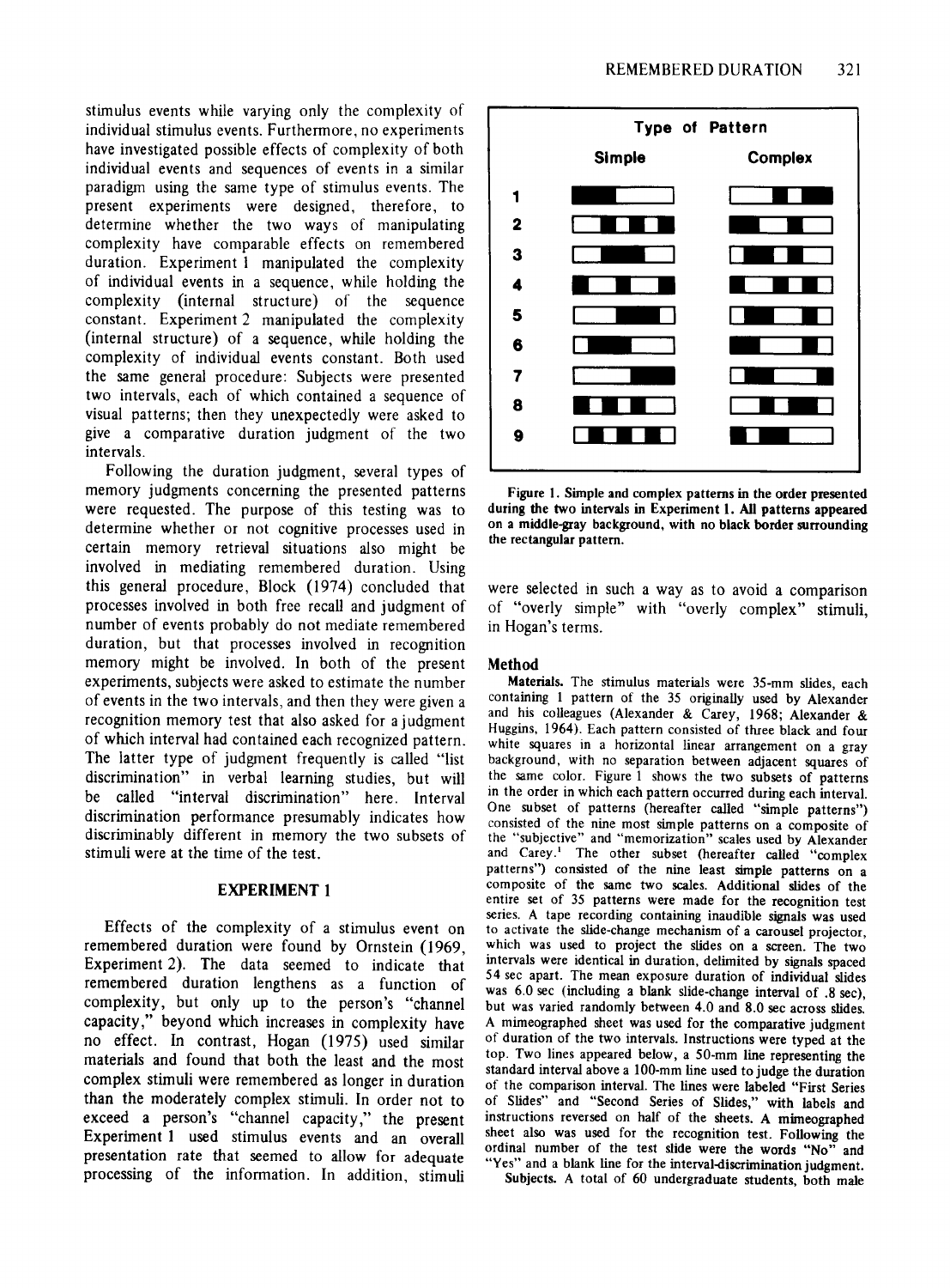stimulus events while varying only the complexity of individual stimulus events. Furthermore, no experiments have investigated possible effects of complexity of both individual events and sequences of events in a similar paradigm using the same type of stimulus events. The present experiments were designed, therefore, to determine whether the two ways of manipulating complexity have comparable effects on remembered duration. Experiment 1 manipulated the complexity of individual events in a sequence, while holding the complexity (internal structure) of the sequence constant. Experiment 2 manipulated the complexity (internal structure) of a sequence, while holding the complexity of individual events constant. Both used the same general procedure: Subjects were presented two intervals, each of which contained a sequence of visual patterns; then they unexpectedly were asked to give a comparative duration judgment of the two intervals.

Following the duration judgment, several types of memory judgments concerning the presented patterns were requested. The purpose of this testing was to determine whether or not cognitive processes used in certain memory retrieval situations also might be involved in mediating remembered duration. Using this general procedure, Block (1974) concluded that processes involved in both free recall and judgment of number of events probably do not mediate remembered duration, but that processes involved in recognition memory might be involved. In both of the present experiments, subjects were asked to estimate the number of events in the two intervals, and then they were given a recognition memory test that also asked for a judgment of which interval had contained each recognized pattern. The latter type of judgment frequently is called "list discrimination" in verbal learning studies, but will be called "interval discrimination" here. Interval discrimination performance presumably indicates how discriminably different in memory the two subsets of stimuli were at the time of the test.

## EXPERIMENT 1

Effects of the complexity of a stimulus event on remembered duration were found by Ornstein (1969, Experiment 2). The data seemed to indicate that remembered duration lengthens as a function of complexity, but only up to the person's "channel capacity," beyond which increases in complexity have no effect. In contrast, Hogan (1975) used similar materials and found that both the least and the most complex stimuli were remembered as longer in duration than the moderately complex stimuli. In order not to exceed a person's "channel capacity," the present Experiment 1 used stimulus events and an overall presentation rate that seemed to allow for adequate processing of the information. In addition, stimuli were selected in such a way as to avoid a comparison of "overly simple" with "overly complex" stimuli, in Hogan's terms.

**Type of Pattern**

| | Simple | Complex |
|---|---|---|
| 1 | | |
| 2 | | |
| 3 | | |
| 4 | | |
| 5 | | |
| 6 | | |
| 7 | | |
| 8 | | |
| 9 | | |

**Figure 1. Simple and complex patterns in the order presented during the two intervals in Experiment 1. All patterns appeared on a middle-gray background, with no black border surrounding the rectangular pattern.**

### Method

**Materials.** The stimulus materials were 35-mm slides, each containing 1 pattern of the 35 originally used by Alexander and his colleagues (Alexander & Carey, 1968; Alexander & Huggins, 1964). Each pattern consisted of three black and four white squares in a horizontal linear arrangement on a gray background, with no separation between adjacent squares of the same color. Figure 1 shows the two subsets of patterns in the order in which each pattern occurred during each interval. One subset of patterns (hereafter called "simple patterns") consisted of the nine most simple patterns on a composite of the "subjective" and "memorization" scales used by Alexander and Carey.[1] The other subset (hereafter called "complex patterns") consisted of the nine least simple patterns on a composite of the same two scales. Additional slides of the entire set of 35 patterns were made for the recognition test series. A tape recording containing inaudible signals was used to activate the slide-change mechanism of a carousel projector, which was used to project the slides on a screen. The two intervals were identical in duration, delimited by signals spaced 54 sec apart. The mean exposure duration of individual slides was 6.0 sec (including a blank slide-change interval of .8 sec), but was varied randomly between 4.0 and 8.0 sec across slides. A mimeographed sheet was used for the comparative judgment of duration of the two intervals. Instructions were typed at the top. Two lines appeared below, a 50-mm line representing the standard interval above a 100-mm line used to judge the duration of the comparison interval. The lines were labeled "First Series of Slides" and "Second Series of Slides," with labels and instructions reversed on half of the sheets. A mimeographed sheet also was used for the recognition test. Following the ordinal number of the test slide were the words "No" and "Yes" and a blank line for the interval-discrimination judgment.

**Subjects.** A total of 60 undergraduate students, both male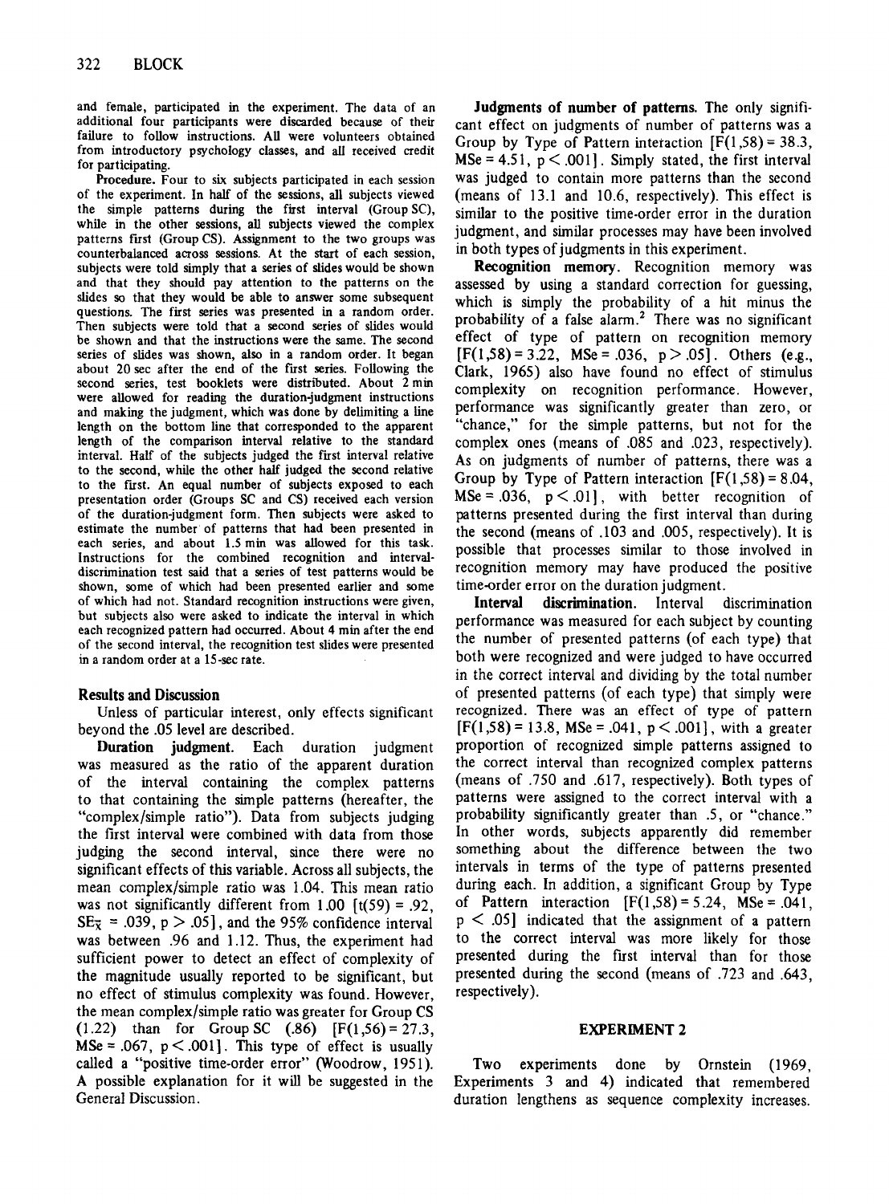and female, participated in the experiment. The data of an additional four participants were discarded because of their failure to follow instructions. All were volunteers obtained from introductory psychology classes, and all received credit for participating.

**Procedure.** Four to six subjects participated in each session of the experiment. In half of the sessions, all subjects viewed the simple patterns during the first interval (Group SC), while in the other sessions, all subjects viewed the complex patterns first (Group CS). Assignment to the two groups was counterbalanced across sessions. At the start of each session, subjects were told simply that a series of slides would be shown and that they should pay attention to the patterns on the slides so that they would be able to answer some subsequent questions. The first series was presented in a random order. Then subjects were told that a second series of slides would be shown and that the instructions were the same. The second series of slides was shown, also in a random order. It began about 20 sec after the end of the first series. Following the second series, test booklets were distributed. About 2 min were allowed for reading the duration-judgment instructions and making the judgment, which was done by delimiting a line length on the bottom line that corresponded to the apparent length of the comparison interval relative to the standard interval. Half of the subjects judged the first interval relative to the second, while the other half judged the second relative to the first. An equal number of subjects exposed to each presentation order (Groups SC and CS) received each version of the duration-judgment form. Then subjects were asked to estimate the number of patterns that had been presented in each series, and about 1.5 min was allowed for this task. Instructions for the combined recognition and interval-discrimination test said that a series of test patterns would be shown, some of which had been presented earlier and some of which had not. Standard recognition instructions were given, but subjects also were asked to indicate the interval in which each recognized pattern had occurred. About 4 min after the end of the second interval, the recognition test slides were presented in a random order at a 15-sec rate.

## Results and Discussion

Unless of particular interest, only effects significant beyond the .05 level are described.

**Duration judgment.** Each duration judgment was measured as the ratio of the apparent duration of the interval containing the complex patterns to that containing the simple patterns (hereafter, the "complex/simple ratio"). Data from subjects judging the first interval were combined with data from those judging the second interval, since there were no significant effects of this variable. Across all subjects, the mean complex/simple ratio was 1.04. This mean ratio was not significantly different from 1.00 [$t(59) = .92$, $SE_{\bar{x}} = .039$, $p > .05$], and the 95% confidence interval was between .96 and 1.12. Thus, the experiment had sufficient power to detect an effect of complexity of the magnitude usually reported to be significant, but no effect of stimulus complexity was found. However, the mean complex/simple ratio was greater for Group CS (1.22) than for Group SC (.86) [$F(1,56) = 27.3$, $MSe = .067$, $p < .001$]. This type of effect is usually called a "positive time-order error" (Woodrow, 1951). A possible explanation for it will be suggested in the General Discussion.

**Judgments of number of patterns.** The only significant effect on judgments of number of patterns was a Group by Type of Pattern interaction [$F(1,58) = 38.3$, $MSe = 4.51$, $p < .001$]. Simply stated, the first interval was judged to contain more patterns than the second (means of 13.1 and 10.6, respectively). This effect is similar to the positive time-order error in the duration judgment, and similar processes may have been involved in both types of judgments in this experiment.

**Recognition memory.** Recognition memory was assessed by using a standard correction for guessing, which is simply the probability of a hit minus the probability of a false alarm.[2] There was no significant effect of type of pattern on recognition memory [$F(1,58) = 3.22$, $MSe = .036$, $p > .05$]. Others (e.g., Clark, 1965) also have found no effect of stimulus complexity on recognition performance. However, performance was significantly greater than zero, or "chance," for the simple patterns, but not for the complex ones (means of .085 and .023, respectively). As on judgments of number of patterns, there was a Group by Type of Pattern interaction [$F(1,58) = 8.04$, $MSe = .036$, $p < .01$], with better recognition of patterns presented during the first interval than during the second (means of .103 and .005, respectively). It is possible that processes similar to those involved in recognition memory may have produced the positive time-order error on the duration judgment.

**Interval discrimination.** Interval discrimination performance was measured for each subject by counting the number of presented patterns (of each type) that both were recognized and were judged to have occurred in the correct interval and dividing by the total number of presented patterns (of each type) that simply were recognized. There was an effect of type of pattern [$F(1,58) = 13.8$, $MSe = .041$, $p < .001$], with a greater proportion of recognized simple patterns assigned to the correct interval than recognized complex patterns (means of .750 and .617, respectively). Both types of patterns were assigned to the correct interval with a probability significantly greater than .5, or "chance." In other words, subjects apparently did remember something about the difference between the two intervals in terms of the type of patterns presented during each. In addition, a significant Group by Type of Pattern interaction [$F(1,58) = 5.24$, $MSe = .041$, $p < .05$] indicated that the assignment of a pattern to the correct interval was more likely for those presented during the first interval than for those presented during the second (means of .723 and .643, respectively).

## EXPERIMENT 2

Two experiments done by Ornstein (1969, Experiments 3 and 4) indicated that remembered duration lengthens as sequence complexity increases.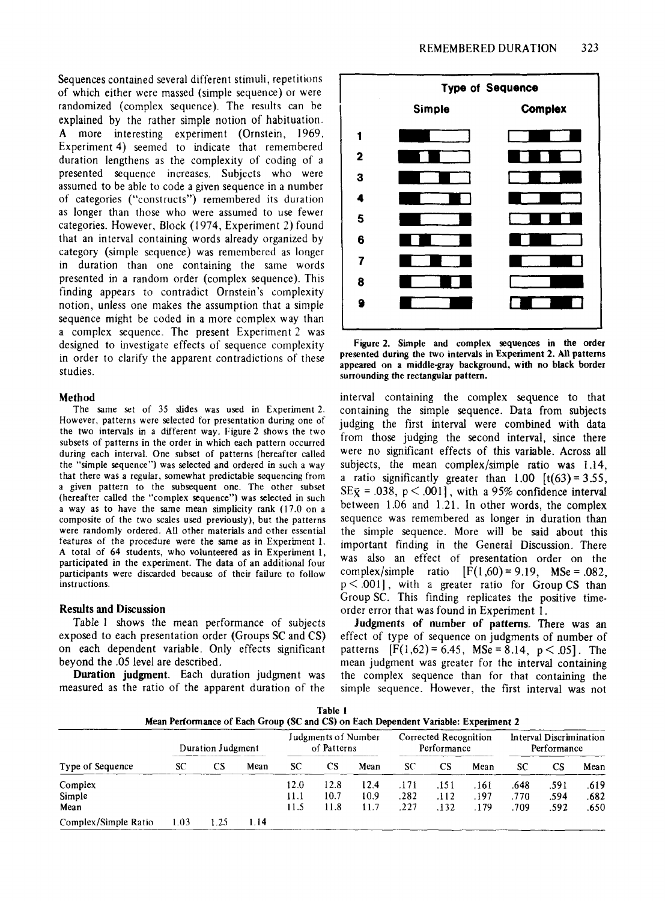Sequences contained several different stimuli, repetitions of which either were massed (simple sequence) or were randomized (complex sequence). The results can be explained by the rather simple notion of habituation. A more interesting experiment (Ornstein, 1969, Experiment 4) seemed to indicate that remembered duration lengthens as the complexity of coding of a presented sequence increases. Subjects who were assumed to be able to code a given sequence in a number of categories ("constructs") remembered its duration as longer than those who were assumed to use fewer categories. However, Block (1974, Experiment 2) found that an interval containing words already organized by category (simple sequence) was remembered as longer in duration than one containing the same words presented in a random order (complex sequence). This finding appears to contradict Ornstein's complexity notion, unless one makes the assumption that a simple sequence might be coded in a more complex way than a complex sequence. The present Experiment 2 was designed to investigate effects of sequence complexity in order to clarify the apparent contradictions of these studies.

Figure 2. Simple and complex sequences in the order presented during the two intervals in Experiment 2. All patterns appeared on a middle-gray background, with no black border surrounding the rectangular pattern.

### Method

The same set of 35 slides was used in Experiment 2. However, patterns were selected for presentation during one of the two intervals in a different way. Figure 2 shows the two subsets of patterns in the order in which each pattern occurred during each interval. One subset of patterns (hereafter called the "simple sequence") was selected and ordered in such a way that there was a regular, somewhat predictable sequencing from a given pattern to the subsequent one. The other subset (hereafter called the "complex sequence") was selected in such a way as to have the same mean simplicity rank (17.0 on a composite of the two scales used previously), but the patterns were randomly ordered. All other materials and other essential features of the procedure were the same as in Experiment 1. A total of 64 students, who volunteered as in Experiment 1, participated in the experiment. The data of an additional four participants were discarded because of their failure to follow instructions.

### Results and Discussion

Table 1 shows the mean performance of subjects exposed to each presentation order (Groups SC and CS) on each dependent variable. Only effects significant beyond the .05 level are described.

**Duration judgment.** Each duration judgment was measured as the ratio of the apparent duration of the interval containing the complex sequence to that containing the simple sequence. Data from subjects judging the first interval were combined with data from those judging the second interval, since there were no significant effects of this variable. Across all subjects, the mean complex/simple ratio was 1.14, a ratio significantly greater than 1.00 [$t(63) = 3.55$, $SE_{\bar{X}} = .038$, $p < .001$], with a 95% confidence interval between 1.06 and 1.21. In other words, the complex sequence was remembered as longer in duration than the simple sequence. More will be said about this important finding in the General Discussion. There was also an effect of presentation order on the complex/simple ratio [$F(1,60) = 9.19$, $MSe = .082$, $p < .001$], with a greater ratio for Group CS than Group SC. This finding replicates the positive time-order error that was found in Experiment 1.

**Judgments of number of patterns.** There was an effect of type of sequence on judgments of number of patterns [$F(1,62) = 6.45$, $MSe = 8.14$, $p < .05$]. The mean judgment was greater for the interval containing the complex sequence than for that containing the simple sequence. However, the first interval was not

**Table 1**
**Mean Performance of Each Group (SC and CS) on Each Dependent Variable: Experiment 2**

| Type of Sequence | Duration Judgment | | | Judgments of Number of Patterns | | | Corrected Recognition Performance | | | Interval Discrimination Performance | | |
|---|---|---|---|---|---|---|---|---|---|---|---|---|
| | SC | CS | Mean | SC | CS | Mean | SC | CS | Mean | SC | CS | Mean |
| Complex | | | | 12.0 | 12.8 | 12.4 | .171 | .151 | .161 | .648 | .591 | .619 |
| Simple | | | | 11.1 | 10.7 | 10.9 | .282 | .112 | .197 | .770 | .594 | .682 |
| Mean | | | | 11.5 | 11.8 | 11.7 | .227 | .132 | .179 | .709 | .592 | .650 |
| Complex/Simple Ratio | 1.03 | 1.25 | 1.14 | | | | | | | | | |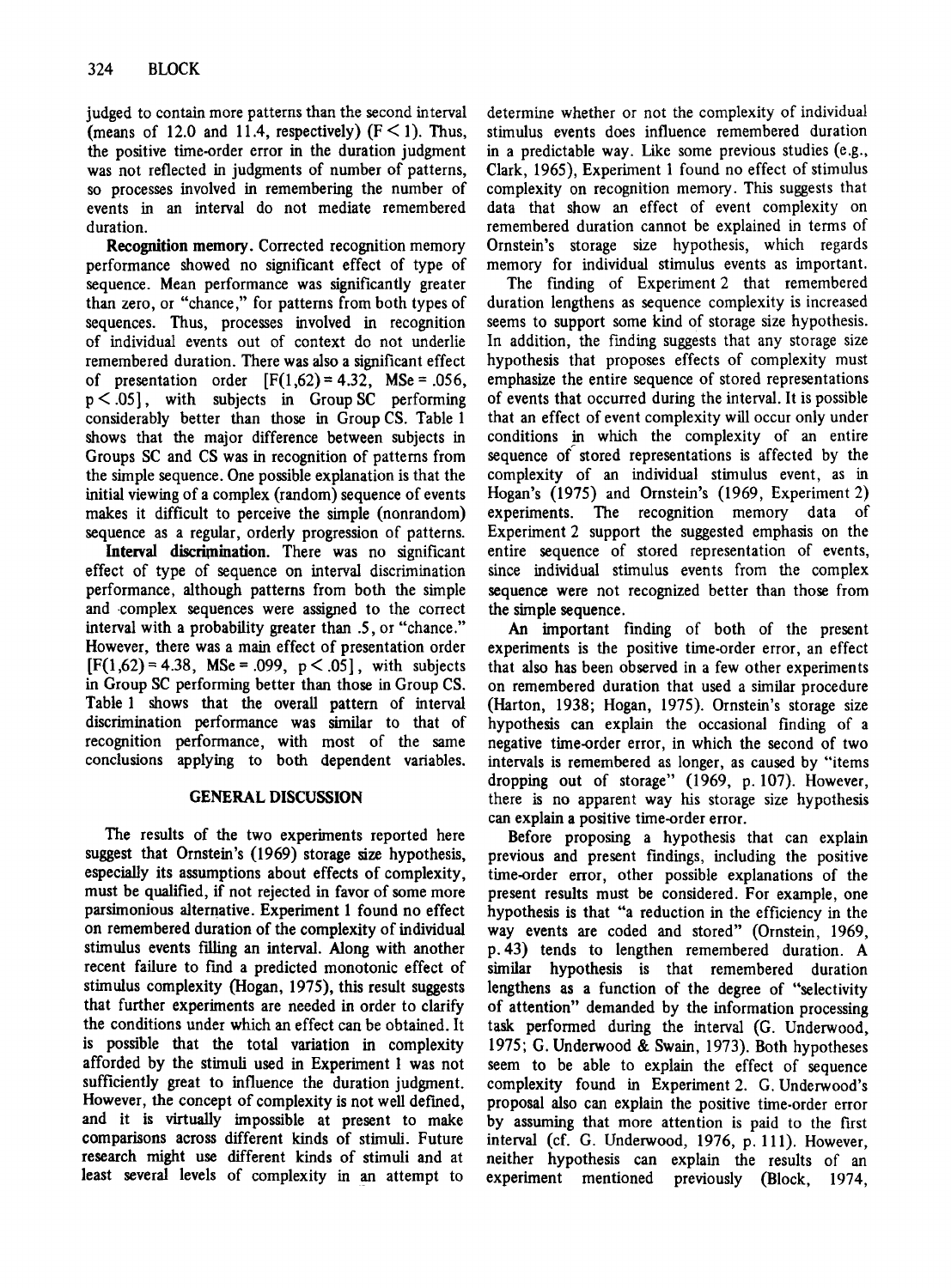judged to contain more patterns than the second interval (means of 12.0 and 11.4, respectively) ($F < 1$). Thus, the positive time-order error in the duration judgment was not reflected in judgments of number of patterns, so processes involved in remembering the number of events in an interval do not mediate remembered duration.

**Recognition memory.** Corrected recognition memory performance showed no significant effect of type of sequence. Mean performance was significantly greater than zero, or "chance," for patterns from both types of sequences. Thus, processes involved in recognition of individual events out of context do not underlie remembered duration. There was also a significant effect of presentation order [$F(1,62) = 4.32$, $MSe = .056$, $p < .05$], with subjects in Group SC performing considerably better than those in Group CS. Table 1 shows that the major difference between subjects in Groups SC and CS was in recognition of patterns from the simple sequence. One possible explanation is that the initial viewing of a complex (random) sequence of events makes it difficult to perceive the simple (nonrandom) sequence as a regular, orderly progression of patterns.

**Interval discrimination.** There was no significant effect of type of sequence on interval discrimination performance, although patterns from both the simple and complex sequences were assigned to the correct interval with a probability greater than .5, or "chance." However, there was a main effect of presentation order [$F(1,62) = 4.38$, $MSe = .099$, $p < .05$], with subjects in Group SC performing better than those in Group CS. Table 1 shows that the overall pattern of interval discrimination performance was similar to that of recognition performance, with most of the same conclusions applying to both dependent variables.

## GENERAL DISCUSSION

The results of the two experiments reported here suggest that Ornstein's (1969) storage size hypothesis, especially its assumptions about effects of complexity, must be qualified, if not rejected in favor of some more parsimonious alternative. Experiment 1 found no effect on remembered duration of the complexity of individual stimulus events filling an interval. Along with another recent failure to find a predicted monotonic effect of stimulus complexity (Hogan, 1975), this result suggests that further experiments are needed in order to clarify the conditions under which an effect can be obtained. It is possible that the total variation in complexity afforded by the stimuli used in Experiment 1 was not sufficiently great to influence the duration judgment. However, the concept of complexity is not well defined, and it is virtually impossible at present to make comparisons across different kinds of stimuli. Future research might use different kinds of stimuli and at least several levels of complexity in an attempt to determine whether or not the complexity of individual stimulus events does influence remembered duration in a predictable way. Like some previous studies (e.g., Clark, 1965), Experiment 1 found no effect of stimulus complexity on recognition memory. This suggests that data that show an effect of event complexity on remembered duration cannot be explained in terms of Ornstein's storage size hypothesis, which regards memory for individual stimulus events as important.

The finding of Experiment 2 that remembered duration lengthens as sequence complexity is increased seems to support some kind of storage size hypothesis. In addition, the finding suggests that any storage size hypothesis that proposes effects of complexity must emphasize the entire sequence of stored representations of events that occurred during the interval. It is possible that an effect of event complexity will occur only under conditions in which the complexity of an entire sequence of stored representations is affected by the complexity of an individual stimulus event, as in Hogan's (1975) and Ornstein's (1969, Experiment 2) experiments. The recognition memory data of Experiment 2 support the suggested emphasis on the entire sequence of stored representation of events, since individual stimulus events from the complex sequence were not recognized better than those from the simple sequence.

An important finding of both of the present experiments is the positive time-order error, an effect that also has been observed in a few other experiments on remembered duration that used a similar procedure (Harton, 1938; Hogan, 1975). Ornstein's storage size hypothesis can explain the occasional finding of a negative time-order error, in which the second of two intervals is remembered as longer, as caused by "items dropping out of storage" (1969, p. 107). However, there is no apparent way his storage size hypothesis can explain a positive time-order error.

Before proposing a hypothesis that can explain previous and present findings, including the positive time-order error, other possible explanations of the present results must be considered. For example, one hypothesis is that "a reduction in the efficiency in the way events are coded and stored" (Ornstein, 1969, p. 43) tends to lengthen remembered duration. A similar hypothesis is that remembered duration lengthens as a function of the degree of "selectivity of attention" demanded by the information processing task performed during the interval (G. Underwood, 1975; G. Underwood & Swain, 1973). Both hypotheses seem to be able to explain the effect of sequence complexity found in Experiment 2. G. Underwood's proposal also can explain the positive time-order error by assuming that more attention is paid to the first interval (cf. G. Underwood, 1976, p. 111). However, neither hypothesis can explain the results of an experiment mentioned previously (Block, 1974,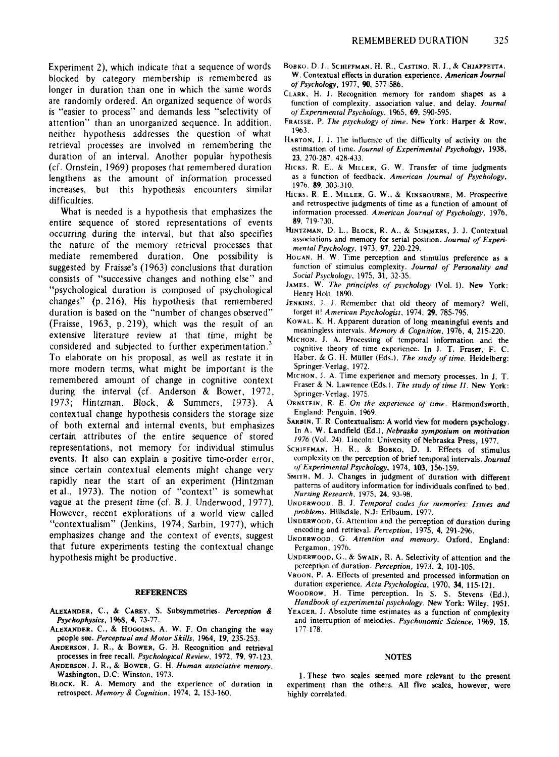Experiment 2), which indicate that a sequence of words blocked by category membership is remembered as longer in duration than one in which the same words are randomly ordered. An organized sequence of words is "easier to process" and demands less "selectivity of attention" than an unorganized sequence. In addition, neither hypothesis addresses the question of what retrieval processes are involved in remembering the duration of an interval. Another popular hypothesis (cf. Ornstein, 1969) proposes that remembered duration lengthens as the amount of information processed increases, but this hypothesis encounters similar difficulties.

What is needed is a hypothesis that emphasizes the entire sequence of stored representations of events occurring during the interval, but that also specifies the nature of the memory retrieval processes that mediate remembered duration. One possibility is suggested by Fraisse's (1963) conclusions that duration consists of "successive changes and nothing else" and "psychological duration is composed of psychological changes" (p. 216). His hypothesis that remembered duration is based on the "number of changes observed" (Fraisse, 1963, p. 219), which was the result of an extensive literature review at that time, might be considered and subjected to further experimentation.[3] To elaborate on his proposal, as well as restate it in more modern terms, what might be important is the remembered amount of change in cognitive context during the interval (cf. Anderson & Bower, 1972, 1973; Hintzman, Block, & Summers, 1973). A contextual change hypothesis considers the storage size of both external and internal events, but emphasizes certain attributes of the entire sequence of stored representations, not memory for individual stimulus events. It also can explain a positive time-order error, since certain contextual elements might change very rapidly near the start of an experiment (Hintzman et al., 1973). The notion of "context" is somewhat vague at the present time (cf. B. J. Underwood, 1977). However, recent explorations of a world view called "contextualism" (Jenkins, 1974; Sarbin, 1977), which emphasizes change and the context of events, suggest that future experiments testing the contextual change hypothesis might be productive.

## REFERENCES

Alexander, C., & Carey, S. Subsymmetries. *Perception & Psychophysics*, 1968, **4**, 73-77.

Alexander, C., & Huggins, A. W. F. On changing the way people see. *Perceptual and Motor Skills*, 1964, **19**, 235-253.

Anderson, J. R., & Bower, G. H. Recognition and retrieval processes in free recall. *Psychological Review*, 1972, **79**, 97-123.

Anderson, J. R., & Bower, G. H. *Human associative memory*. Washington, D.C: Winston, 1973.

Block, R. A. Memory and the experience of duration in retrospect. *Memory & Cognition*, 1974, **2**, 153-160.

Bobko, D. J., Schiffman, H. R., Castino, R. J., & Chiappetta, W. Contextual effects in duration experience. *American Journal of Psychology*, 1977, **90**, 577-586.

Clark, H. J. Recognition memory for random shapes as a function of complexity, association value, and delay. *Journal of Experimental Psychology*, 1965, **69**, 590-595.

Fraisse, P. *The psychology of time*. New York: Harper & Row, 1963.

Harton, J. J. The influence of the difficulty of activity on the estimation of time. *Journal of Experimental Psychology*, 1938, **23**, 270-287, 428-433.

Hicks, R. E., & Miller, G. W. Transfer of time judgments as a function of feedback. *American Journal of Psychology*, 1976, **89**, 303-310.

Hicks, R. E., Miller, G. W., & Kinsbourne, M. Prospective and retrospective judgments of time as a function of amount of information processed. *American Journal of Psychology*, 1976, **89**, 719-730.

Hintzman, D. L., Block, R. A., & Summers, J. J. Contextual associations and memory for serial position. *Journal of Experimental Psychology*, 1973, **97**, 220-229.

Hogan, H. W. Time perception and stimulus preference as a function of stimulus complexity. *Journal of Personality and Social Psychology*, 1975, **31**, 32-35.

James, W. *The principles of psychology* (Vol. 1). New York: Henry Holt, 1890.

Jenkins, J. J. Remember that old theory of memory? Well, forget it! *American Psychologist*, 1974, **29**, 785-795.

Kowal, K. H. Apparent duration of long meaningful events and meaningless intervals. *Memory & Cognition*, 1976, **4**, 215-220.

Michon, J. A. Processing of temporal information and the cognitive theory of time experience. In J. T. Fraser, F. C. Haber, & G. H. Müller (Eds.), *The study of time*. Heidelberg: Springer-Verlag, 1972.

Michon, J. A. Time experience and memory processes. In J. T. Fraser & N. Lawrence (Eds.), *The study of time II*. New York: Springer-Verlag, 1975.

Ornstein, R. E. *On the experience of time*. Harmondsworth, England: Penguin, 1969.

Sarbin, T. R. Contextualism: A world view for modern psychology. In A. W. Landfield (Ed.), *Nebraska symposium on motivation 1976* (Vol. 24). Lincoln: University of Nebraska Press, 1977.

Schiffman, H. R., & Bobko, D. J. Effects of stimulus complexity on the perception of brief temporal intervals. *Journal of Experimental Psychology*, 1974, **103**, 156-159.

Smith, M. J. Changes in judgment of duration with different patterns of auditory information for individuals confined to bed. *Nursing Research*, 1975, **24**, 93-98.

Underwood, B. J. *Temporal codes for memories: Issues and problems*. Hillsdale, N.J: Erlbaum, 1977.

Underwood, G. Attention and the perception of duration during encoding and retrieval. *Perception*, 1975, **4**, 291-296.

Underwood, G. *Attention and memory*. Oxford, England: Pergamon, 1976.

Underwood, G., & Swain, R. A. Selectivity of attention and the perception of duration. *Perception*, 1973, **2**, 101-105.

Vroon, P. A. Effects of presented and processed information on duration experience. *Acta Psychologica*, 1970, **34**, 115-121.

Woodrow, H. Time perception. In S. S. Stevens (Ed.), *Handbook of experimental psychology*. New York: Wiley, 1951.

Yeager, J. Absolute time estimates as a function of complexity and interruption of melodies. *Psychonomic Science*, 1969, **15**, 177-178.

## NOTES

1. These two scales seemed more relevant to the present experiment than the others. All five scales, however, were highly correlated.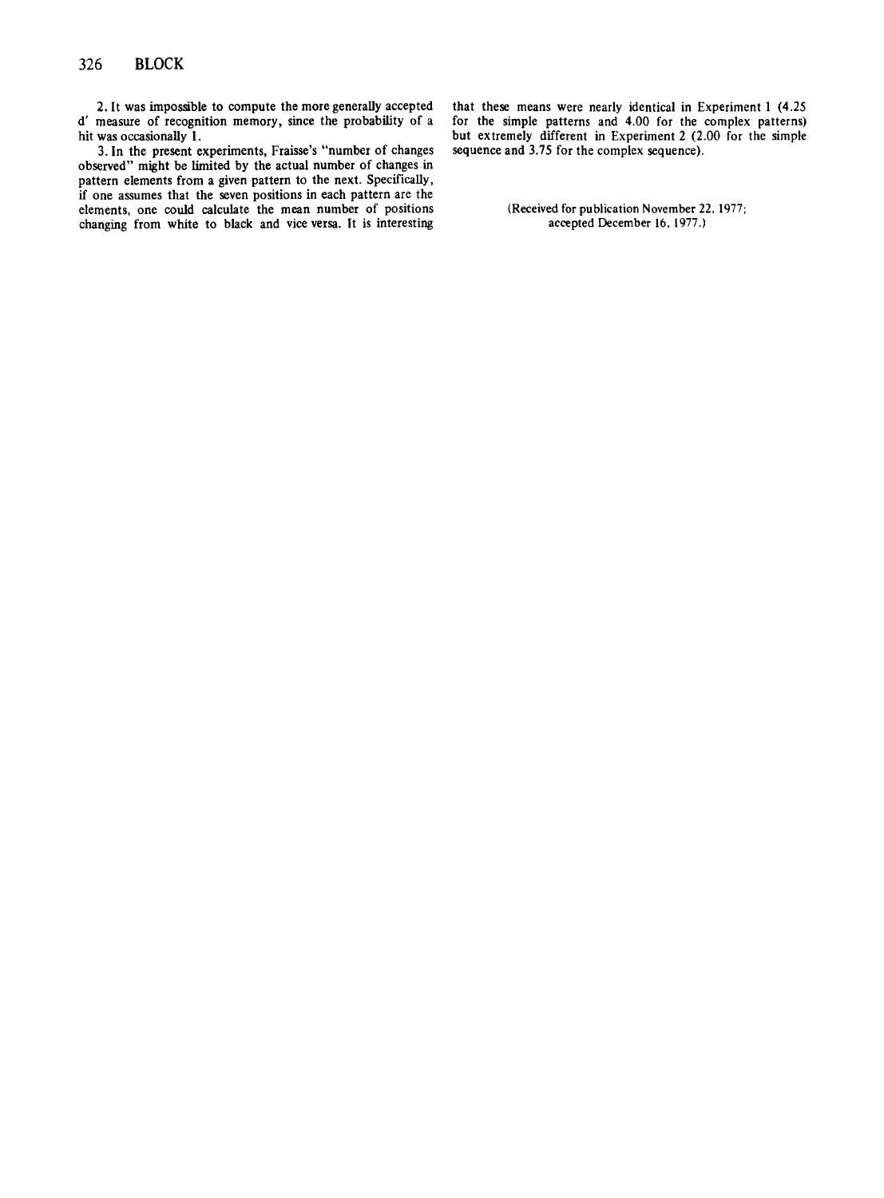2. It was impossible to compute the more generally accepted d′ measure of recognition memory, since the probability of a hit was occasionally 1.

3. In the present experiments, Fraisse's "number of changes observed" might be limited by the actual number of changes in pattern elements from a given pattern to the next. Specifically, if one assumes that the seven positions in each pattern are the elements, one could calculate the mean number of positions changing from white to black and vice versa. It is interesting that these means were nearly identical in Experiment 1 (4.25 for the simple patterns and 4.00 for the complex patterns) but extremely different in Experiment 2 (2.00 for the simple sequence and 3.75 for the complex sequence).

(Received for publication November 22, 1977; accepted December 16, 1977.)